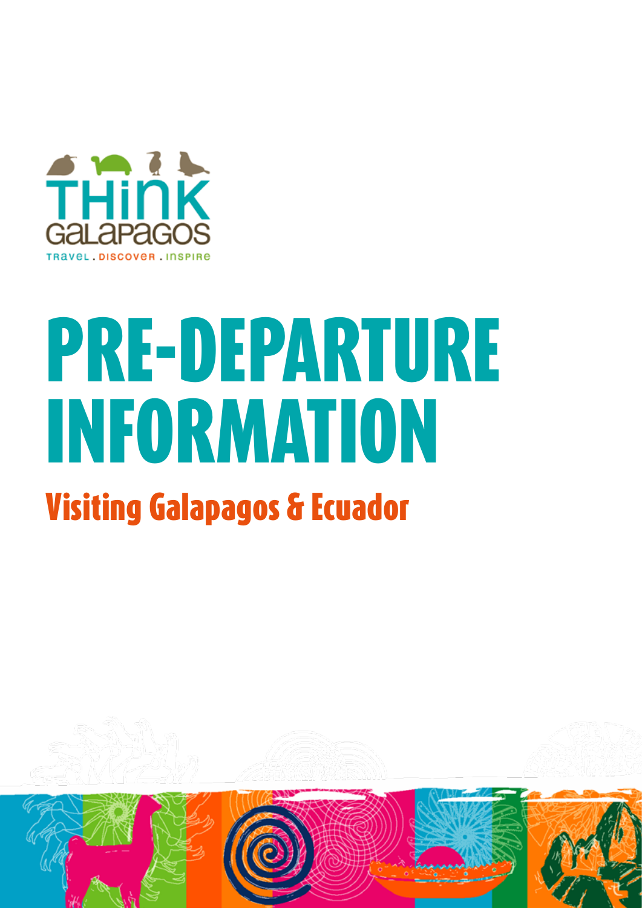THINK GALAPAGOS

TRAVEL . DISCOVER . INSPIRE

# PRE-DEPARTURE INFORMATION

## Visiting Galapagos & Ecuador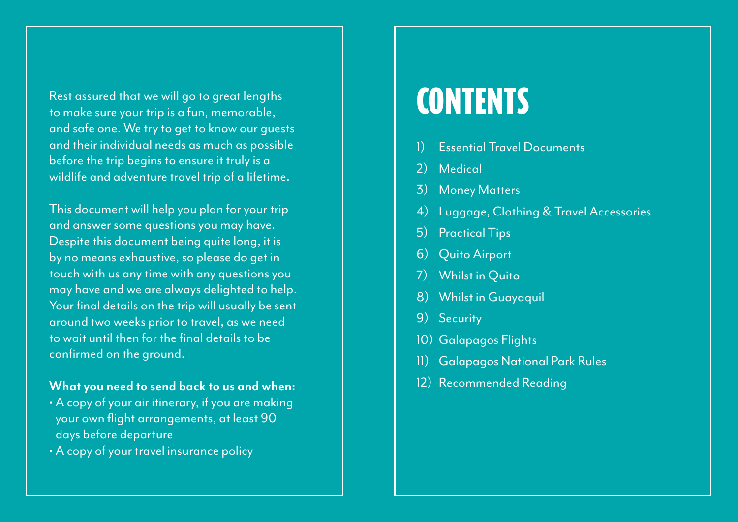Rest assured that we will go to great lengths to make sure your trip is a fun, memorable, and safe one. We try to get to know our guests and their individual needs as much as possible before the trip begins to ensure it truly is a wildlife and adventure travel trip of a lifetime.

This document will help you plan for your trip and answer some questions you may have. Despite this document being quite long, it is by no means exhaustive, so please do get in touch with us any time with any questions you may have and we are always delighted to help. Your final details on the trip will usually be sent around two weeks prior to travel, as we need to wait until then for the final details to be confirmed on the ground.

**What you need to send back to us and when:**

- A copy of your air itinerary, if you are making your own flight arrangements, at least 90 days before departure
- A copy of your travel insurance policy

# CONTENTS

1) Essential Travel Documents
2) Medical
3) Money Matters
4) Luggage, Clothing & Travel Accessories
5) Practical Tips
6) Quito Airport
7) Whilst in Quito
8) Whilst in Guayaquil
9) Security
10) Galapagos Flights
11) Galapagos National Park Rules
12) Recommended Reading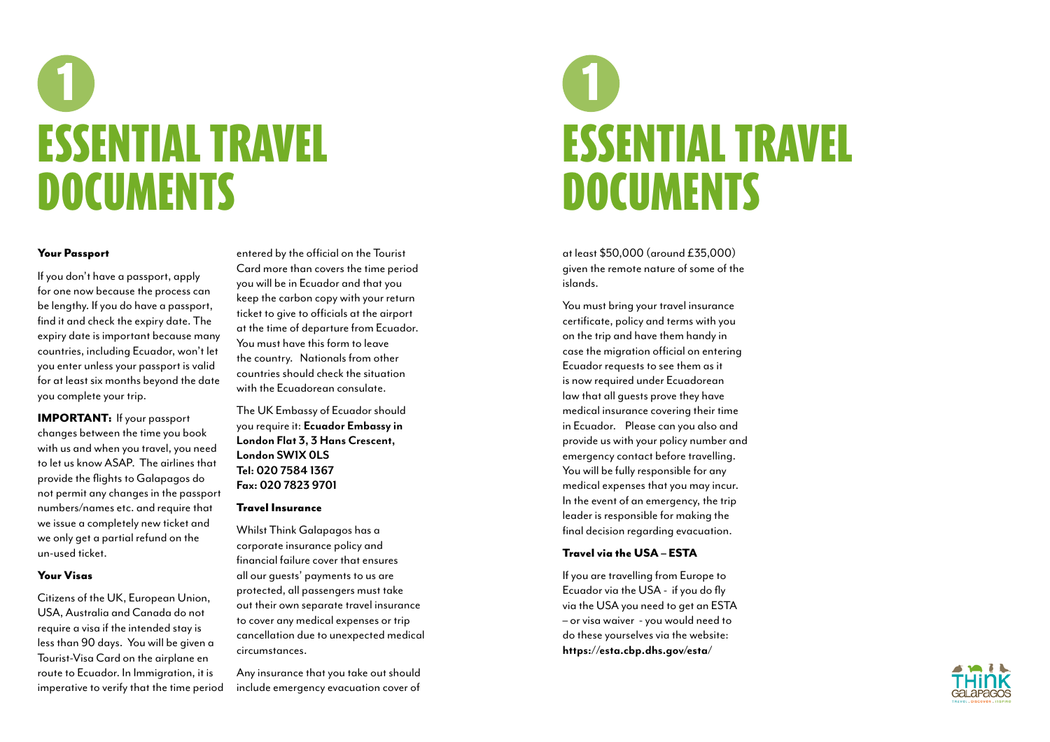# 1 ESSENTIAL TRAVEL DOCUMENTS

### Your Passport

If you don't have a passport, apply for one now because the process can be lengthy. If you do have a passport, find it and check the expiry date. The expiry date is important because many countries, including Ecuador, won't let you enter unless your passport is valid for at least six months beyond the date you complete your trip.

**IMPORTANT:** If your passport changes between the time you book with us and when you travel, you need to let us know ASAP. The airlines that provide the flights to Galapagos do not permit any changes in the passport numbers/names etc. and require that we issue a completely new ticket and we only get a partial refund on the un-used ticket.

### Your Visas

Citizens of the UK, European Union, USA, Australia and Canada do not require a visa if the intended stay is less than 90 days. You will be given a Tourist-Visa Card on the airplane en route to Ecuador. In Immigration, it is imperative to verify that the time period entered by the official on the Tourist Card more than covers the time period you will be in Ecuador and that you keep the carbon copy with your return ticket to give to officials at the airport at the time of departure from Ecuador. You must have this form to leave the country. Nationals from other countries should check the situation with the Ecuadorean consulate.

The UK Embassy of Ecuador should you require it: **Ecuador Embassy in London Flat 3, 3 Hans Crescent, London SW1X 0LS**
**Tel: 020 7584 1367**
**Fax: 020 7823 9701**

### Travel Insurance

Whilst Think Galapagos has a corporate insurance policy and financial failure cover that ensures all our guests' payments to us are protected, all passengers must take out their own separate travel insurance to cover any medical expenses or trip cancellation due to unexpected medical circumstances.

Any insurance that you take out should include emergency evacuation cover of at least $50,000 (around £35,000) given the remote nature of some of the islands.

You must bring your travel insurance certificate, policy and terms with you on the trip and have them handy in case the migration official on entering Ecuador requests to see them as it is now required under Ecuadorean law that all guests prove they have medical insurance covering their time in Ecuador. Please can you also and provide us with your policy number and emergency contact before travelling. You will be fully responsible for any medical expenses that you may incur. In the event of an emergency, the trip leader is responsible for making the final decision regarding evacuation.

### Travel via the USA – ESTA

If you are travelling from Europe to Ecuador via the USA - if you do fly via the USA you need to get an ESTA – or visa waiver - you would need to do these yourselves via the website: **https://esta.cbp.dhs.gov/esta/**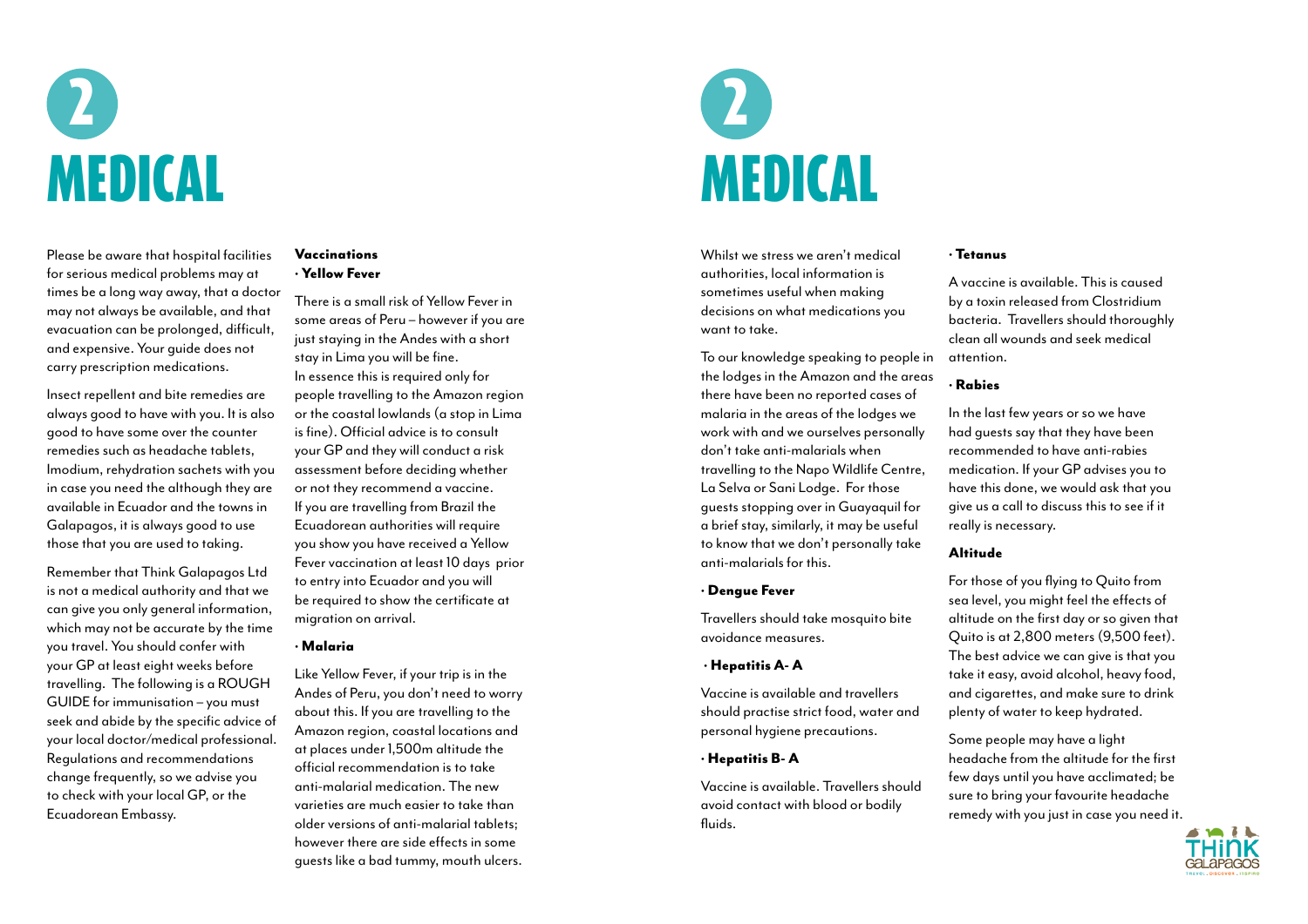# 2 MEDICAL

Please be aware that hospital facilities for serious medical problems may at times be a long way away, that a doctor may not always be available, and that evacuation can be prolonged, difficult, and expensive. Your guide does not carry prescription medications.

Insect repellent and bite remedies are always good to have with you. It is also good to have some over the counter remedies such as headache tablets, Imodium, rehydration sachets with you in case you need the although they are available in Ecuador and the towns in Galapagos, it is always good to use those that you are used to taking.

Remember that Think Galapagos Ltd is not a medical authority and that we can give you only general information, which may not be accurate by the time you travel. You should confer with your GP at least eight weeks before travelling. The following is a ROUGH GUIDE for immunisation – you must seek and abide by the specific advice of your local doctor/medical professional. Regulations and recommendations change frequently, so we advise you to check with your local GP, or the Ecuadorean Embassy.

### Vaccinations

**· Yellow Fever**

There is a small risk of Yellow Fever in some areas of Peru – however if you are just staying in the Andes with a short stay in Lima you will be fine.
In essence this is required only for people travelling to the Amazon region or the coastal lowlands (a stop in Lima is fine). Official advice is to consult your GP and they will conduct a risk assessment before deciding whether or not they recommend a vaccine.
If you are travelling from Brazil the Ecuadorean authorities will require you show you have received a Yellow Fever vaccination at least 10 days prior to entry into Ecuador and you will be required to show the certificate at migration on arrival.

**· Malaria**

Like Yellow Fever, if your trip is in the Andes of Peru, you don't need to worry about this. If you are travelling to the Amazon region, coastal locations and at places under 1,500m altitude the official recommendation is to take anti-malarial medication. The new varieties are much easier to take than older versions of anti-malarial tablets; however there are side effects in some guests like a bad tummy, mouth ulcers.

# 2 MEDICAL

Whilst we stress we aren't medical authorities, local information is sometimes useful when making decisions on what medications you want to take.

To our knowledge speaking to people in the lodges in the Amazon and the areas there have been no reported cases of malaria in the areas of the lodges we work with and we ourselves personally don't take anti-malarials when travelling to the Napo Wildlife Centre, La Selva or Sani Lodge. For those guests stopping over in Guayaquil for a brief stay, similarly, it may be useful to know that we don't personally take anti-malarials for this.

**· Dengue Fever**

Travellers should take mosquito bite avoidance measures.

**· Hepatitis A- A**

Vaccine is available and travellers should practise strict food, water and personal hygiene precautions.

**· Hepatitis B- A**

Vaccine is available. Travellers should avoid contact with blood or bodily fluids.

**· Tetanus**

A vaccine is available. This is caused by a toxin released from Clostridium bacteria. Travellers should thoroughly clean all wounds and seek medical attention.

**· Rabies**

In the last few years or so we have had guests say that they have been recommended to have anti-rabies medication. If your GP advises you to have this done, we would ask that you give us a call to discuss this to see if it really is necessary.

### Altitude

For those of you flying to Quito from sea level, you might feel the effects of altitude on the first day or so given that Quito is at 2,800 meters (9,500 feet). The best advice we can give is that you take it easy, avoid alcohol, heavy food, and cigarettes, and make sure to drink plenty of water to keep hydrated.

Some people may have a light headache from the altitude for the first few days until you have acclimated; be sure to bring your favourite headache remedy with you just in case you need it.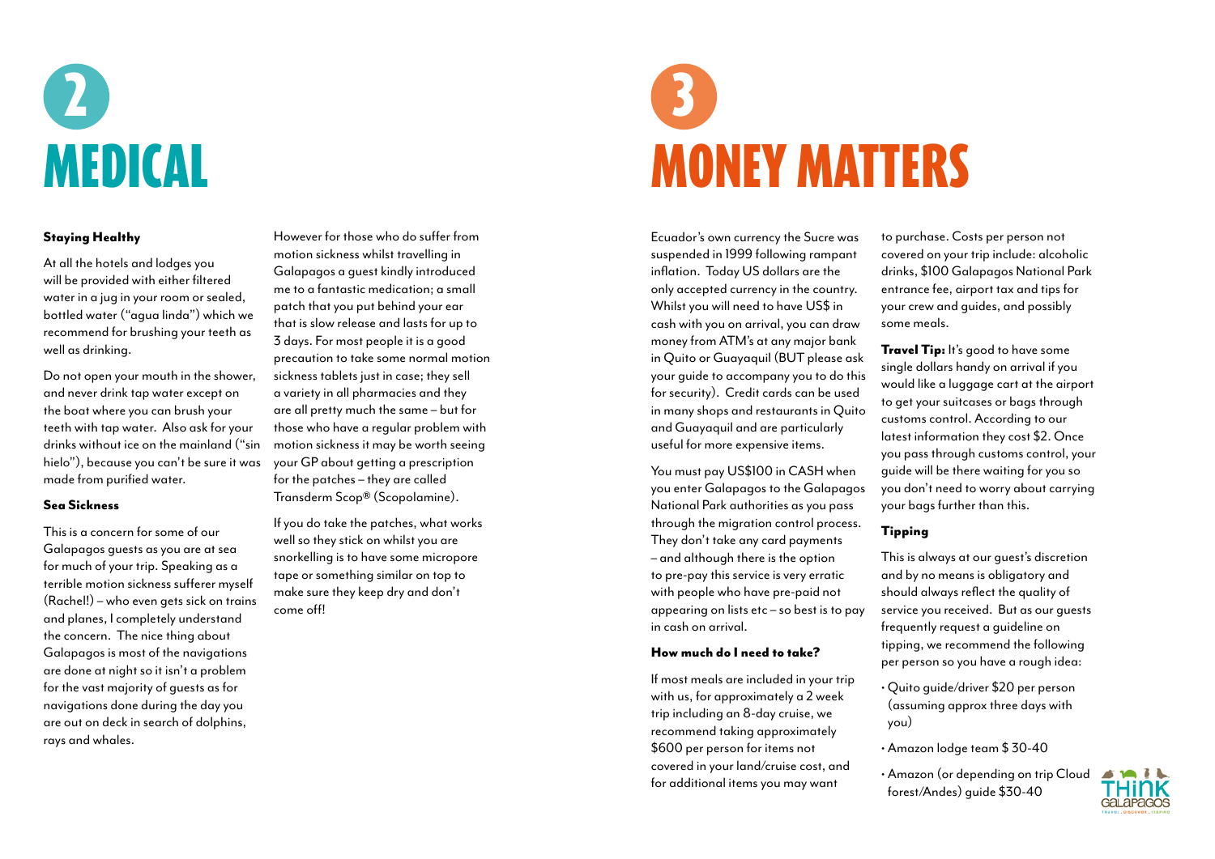# 2 MEDICAL

### Staying Healthy

At all the hotels and lodges you will be provided with either filtered water in a jug in your room or sealed, bottled water ("agua linda") which we recommend for brushing your teeth as well as drinking.

Do not open your mouth in the shower, and never drink tap water except on the boat where you can brush your teeth with tap water. Also ask for your drinks without ice on the mainland ("sin hielo"), because you can't be sure it was made from purified water.

### Sea Sickness

This is a concern for some of our Galapagos guests as you are at sea for much of your trip. Speaking as a terrible motion sickness sufferer myself (Rachel!) – who even gets sick on trains and planes, I completely understand the concern. The nice thing about Galapagos is most of the navigations are done at night so it isn't a problem for the vast majority of guests as for navigations done during the day you are out on deck in search of dolphins, rays and whales.

However for those who do suffer from motion sickness whilst travelling in Galapagos a guest kindly introduced me to a fantastic medication; a small patch that you put behind your ear that is slow release and lasts for up to 3 days. For most people it is a good precaution to take some normal motion sickness tablets just in case; they sell a variety in all pharmacies and they are all pretty much the same – but for those who have a regular problem with motion sickness it may be worth seeing your GP about getting a prescription for the patches – they are called Transderm Scop® (Scopolamine).

If you do take the patches, what works well so they stick on whilst you are snorkelling is to have some micropore tape or something similar on top to make sure they keep dry and don't come off!

# 3 MONEY MATTERS

Ecuador's own currency the Sucre was suspended in 1999 following rampant inflation. Today US dollars are the only accepted currency in the country. Whilst you will need to have US$ in cash with you on arrival, you can draw money from ATM's at any major bank in Quito or Guayaquil (BUT please ask your guide to accompany you to do this for security). Credit cards can be used in many shops and restaurants in Quito and Guayaquil and are particularly useful for more expensive items.

You must pay US$100 in CASH when you enter Galapagos to the Galapagos National Park authorities as you pass through the migration control process. They don't take any card payments – and although there is the option to pre-pay this service is very erratic with people who have pre-paid not appearing on lists etc – so best is to pay in cash on arrival.

### How much do I need to take?

If most meals are included in your trip with us, for approximately a 2 week trip including an 8-day cruise, we recommend taking approximately $600 per person for items not covered in your land/cruise cost, and for additional items you may want to purchase. Costs per person not covered on your trip include: alcoholic drinks, $100 Galapagos National Park entrance fee, airport tax and tips for your crew and guides, and possibly some meals.

**Travel Tip:** It's good to have some single dollars handy on arrival if you would like a luggage cart at the airport to get your suitcases or bags through customs control. According to our latest information they cost $2. Once you pass through customs control, your guide will be there waiting for you so you don't need to worry about carrying your bags further than this.

### Tipping

This is always at our guest's discretion and by no means is obligatory and should always reflect the quality of service you received. But as our guests frequently request a guideline on tipping, we recommend the following per person so you have a rough idea:

- Quito guide/driver $20 per person (assuming approx three days with you)
- Amazon lodge team $ 30-40
- Amazon (or depending on trip Cloud forest/Andes) guide $30-40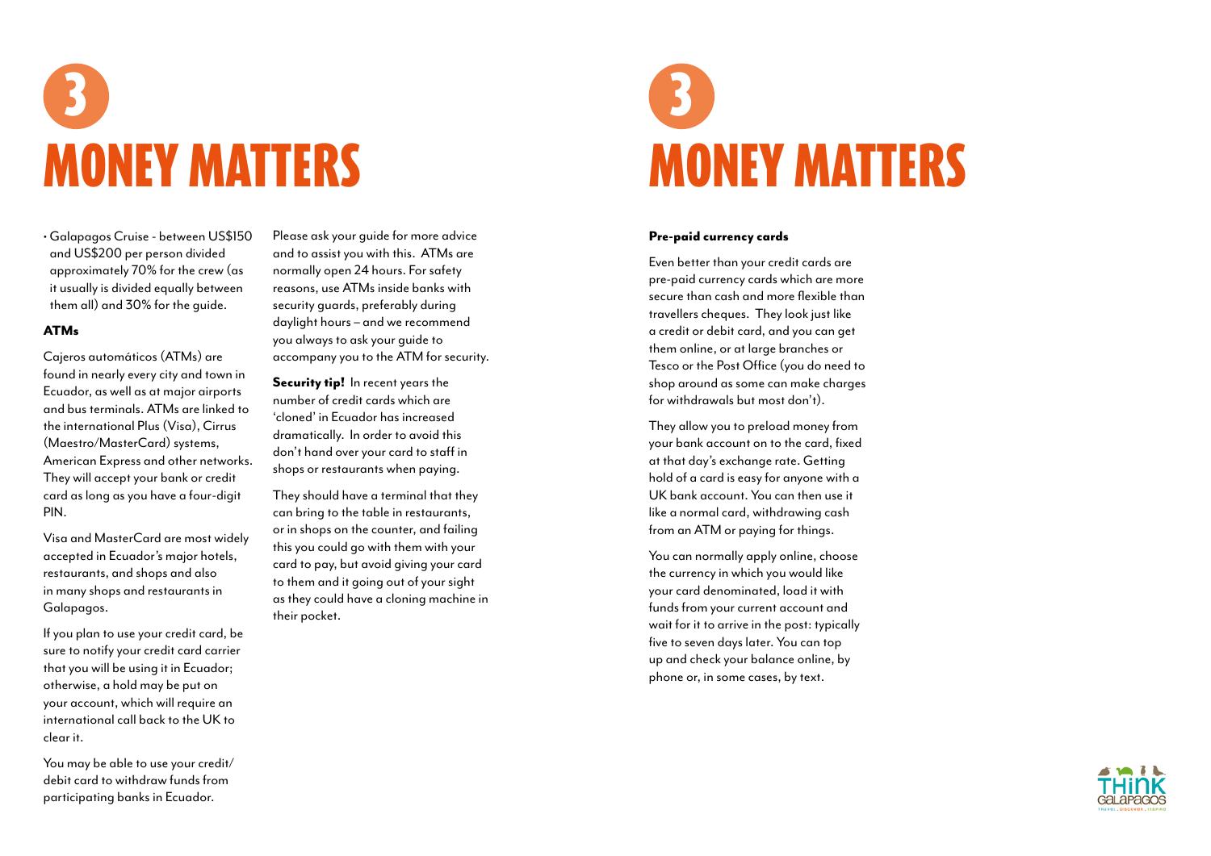# 3 MONEY MATTERS

- Galapagos Cruise - between US$150 and US$200 per person divided approximately 70% for the crew (as it usually is divided equally between them all) and 30% for the guide.

### ATMs

Cajeros automáticos (ATMs) are found in nearly every city and town in Ecuador, as well as at major airports and bus terminals. ATMs are linked to the international Plus (Visa), Cirrus (Maestro/MasterCard) systems, American Express and other networks. They will accept your bank or credit card as long as you have a four-digit PIN.

Visa and MasterCard are most widely accepted in Ecuador's major hotels, restaurants, and shops and also in many shops and restaurants in Galapagos.

If you plan to use your credit card, be sure to notify your credit card carrier that you will be using it in Ecuador; otherwise, a hold may be put on your account, which will require an international call back to the UK to clear it.

You may be able to use your credit/debit card to withdraw funds from participating banks in Ecuador.

Please ask your guide for more advice and to assist you with this. ATMs are normally open 24 hours. For safety reasons, use ATMs inside banks with security guards, preferably during daylight hours – and we recommend you always to ask your guide to accompany you to the ATM for security.

**Security tip!** In recent years the number of credit cards which are 'cloned' in Ecuador has increased dramatically. In order to avoid this don't hand over your card to staff in shops or restaurants when paying.

They should have a terminal that they can bring to the table in restaurants, or in shops on the counter, and failing this you could go with them with your card to pay, but avoid giving your card to them and it going out of your sight as they could have a cloning machine in their pocket.

# 3 MONEY MATTERS

### Pre-paid currency cards

Even better than your credit cards are pre-paid currency cards which are more secure than cash and more flexible than travellers cheques. They look just like a credit or debit card, and you can get them online, or at large branches or Tesco or the Post Office (you do need to shop around as some can make charges for withdrawals but most don't).

They allow you to preload money from your bank account on to the card, fixed at that day's exchange rate. Getting hold of a card is easy for anyone with a UK bank account. You can then use it like a normal card, withdrawing cash from an ATM or paying for things.

You can normally apply online, choose the currency in which you would like your card denominated, load it with funds from your current account and wait for it to arrive in the post: typically five to seven days later. You can top up and check your balance online, by phone or, in some cases, by text.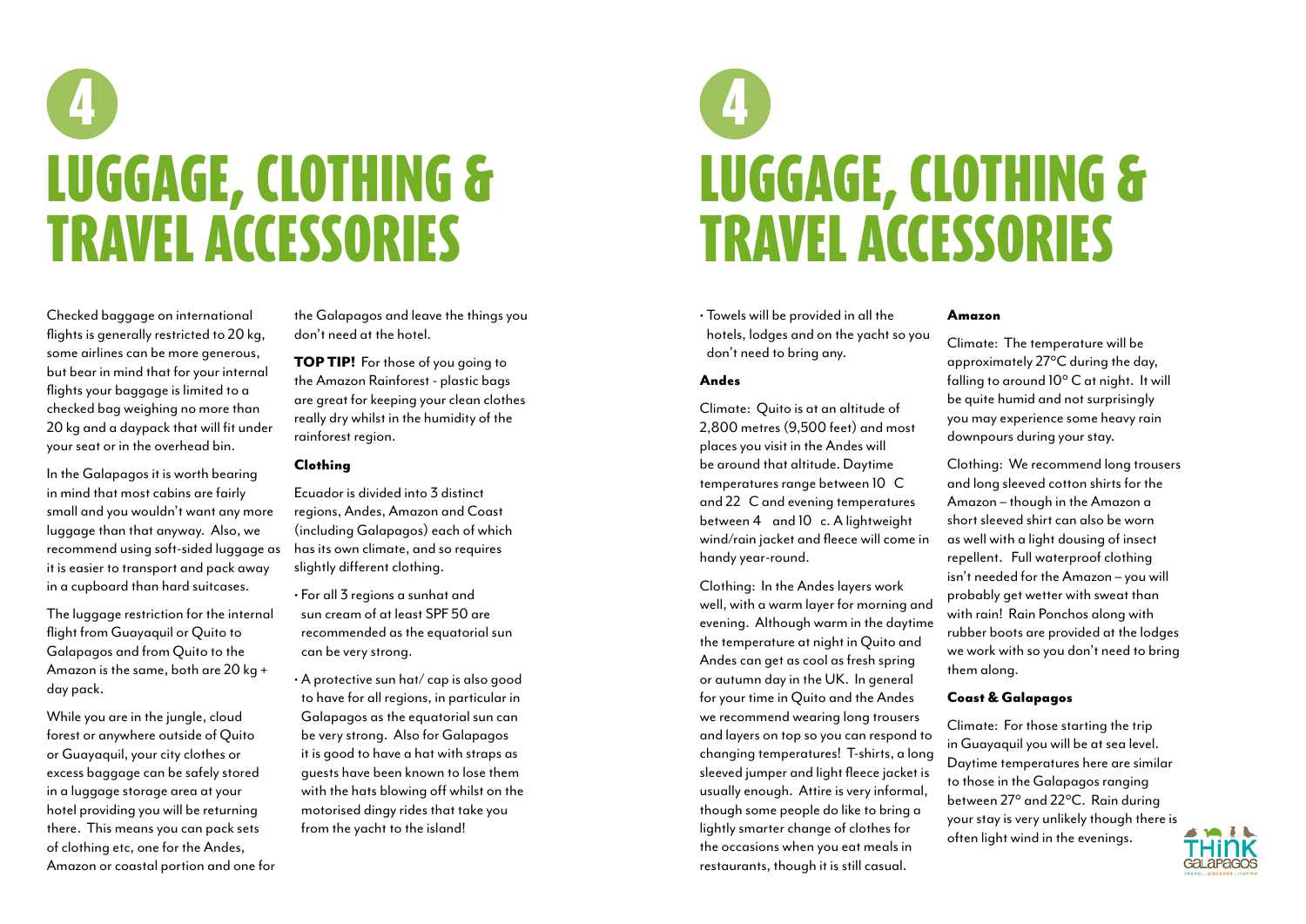# 4

# LUGGAGE, CLOTHING & TRAVEL ACCESSORIES

Checked baggage on international flights is generally restricted to 20 kg, some airlines can be more generous, but bear in mind that for your internal flights your baggage is limited to a checked bag weighing no more than 20 kg and a daypack that will fit under your seat or in the overhead bin.

In the Galapagos it is worth bearing in mind that most cabins are fairly small and you wouldn't want any more luggage than that anyway. Also, we recommend using soft-sided luggage as it is easier to transport and pack away in a cupboard than hard suitcases.

The luggage restriction for the internal flight from Guayaquil or Quito to Galapagos and from Quito to the Amazon is the same, both are 20 kg + day pack.

While you are in the jungle, cloud forest or anywhere outside of Quito or Guayaquil, your city clothes or excess baggage can be safely stored in a luggage storage area at your hotel providing you will be returning there. This means you can pack sets of clothing etc, one for the Andes, Amazon or coastal portion and one for the Galapagos and leave the things you don't need at the hotel.

**TOP TIP!** For those of you going to the Amazon Rainforest - plastic bags are great for keeping your clean clothes really dry whilst in the humidity of the rainforest region.

### Clothing

Ecuador is divided into 3 distinct regions, Andes, Amazon and Coast (including Galapagos) each of which has its own climate, and so requires slightly different clothing.

- For all 3 regions a sunhat and sun cream of at least SPF 50 are recommended as the equatorial sun can be very strong.
- A protective sun hat/ cap is also good to have for all regions, in particular in Galapagos as the equatorial sun can be very strong. Also for Galapagos it is good to have a hat with straps as guests have been known to lose them with the hats blowing off whilst on the motorised dingy rides that take you from the yacht to the island!
- Towels will be provided in all the hotels, lodges and on the yacht so you don't need to bring any.

### Andes

Climate: Quito is at an altitude of 2,800 metres (9,500 feet) and most places you visit in the Andes will be around that altitude. Daytime temperatures range between 10 C and 22 C and evening temperatures between 4 and 10 c. A lightweight wind/rain jacket and fleece will come in handy year-round.

Clothing: In the Andes layers work well, with a warm layer for morning and evening. Although warm in the daytime the temperature at night in Quito and Andes can get as cool as fresh spring or autumn day in the UK. In general for your time in Quito and the Andes we recommend wearing long trousers and layers on top so you can respond to changing temperatures! T-shirts, a long sleeved jumper and light fleece jacket is usually enough. Attire is very informal, though some people do like to bring a lightly smarter change of clothes for the occasions when you eat meals in restaurants, though it is still casual.

### Amazon

Climate: The temperature will be approximately 27°C during the day, falling to around 10° C at night. It will be quite humid and not surprisingly you may experience some heavy rain downpours during your stay.

Clothing: We recommend long trousers and long sleeved cotton shirts for the Amazon – though in the Amazon a short sleeved shirt can also be worn as well with a light dousing of insect repellent. Full waterproof clothing isn't needed for the Amazon – you will probably get wetter with sweat than with rain! Rain Ponchos along with rubber boots are provided at the lodges we work with so you don't need to bring them along.

### Coast & Galapagos

Climate: For those starting the trip in Guayaquil you will be at sea level. Daytime temperatures here are similar to those in the Galapagos ranging between 27° and 22°C. Rain during your stay is very unlikely though there is often light wind in the evenings.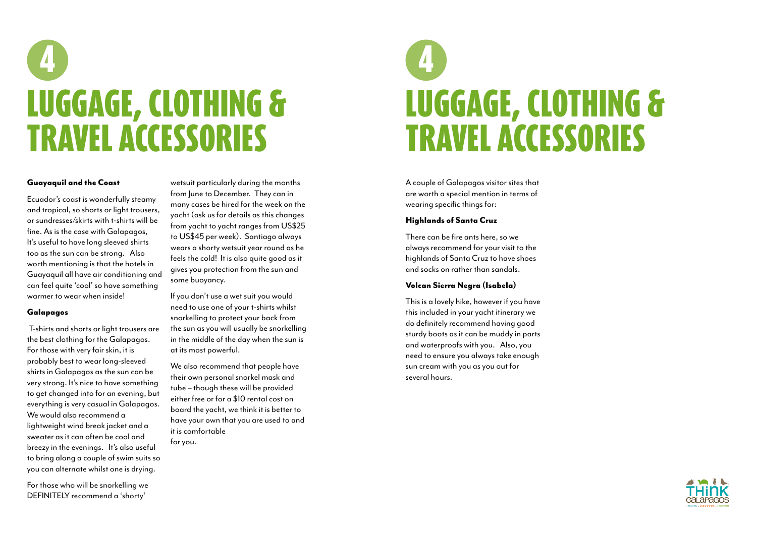# 4 LUGGAGE, CLOTHING & TRAVEL ACCESSORIES

### Guayaquil and the Coast

Ecuador's coast is wonderfully steamy and tropical, so shorts or light trousers, or sundresses/skirts with t-shirts will be fine. As is the case with Galapagos, It's useful to have long sleeved shirts too as the sun can be strong. Also worth mentioning is that the hotels in Guayaquil all have air conditioning and can feel quite 'cool' so have something warmer to wear when inside!

### Galapagos

T-shirts and shorts or light trousers are the best clothing for the Galapagos. For those with very fair skin, it is probably best to wear long-sleeved shirts in Galapagos as the sun can be very strong. It's nice to have something to get changed into for an evening, but everything is very casual in Galapagos. We would also recommend a lightweight wind break jacket and a sweater as it can often be cool and breezy in the evenings. It's also useful to bring along a couple of swim suits so you can alternate whilst one is drying.

For those who will be snorkelling we DEFINITELY recommend a 'shorty' wetsuit particularly during the months from June to December. They can in many cases be hired for the week on the yacht (ask us for details as this changes from yacht to yacht ranges from US$25 to US$45 per week). Santiago always wears a shorty wetsuit year round as he feels the cold! It is also quite good as it gives you protection from the sun and some buoyancy.

If you don't use a wet suit you would need to use one of your t-shirts whilst snorkelling to protect your back from the sun as you will usually be snorkelling in the middle of the day when the sun is at its most powerful.

We also recommend that people have their own personal snorkel mask and tube – though these will be provided either free or for a $10 rental cost on board the yacht, we think it is better to have your own that you are used to and it is comfortable for you.

# 4 LUGGAGE, CLOTHING & TRAVEL ACCESSORIES

A couple of Galapagos visitor sites that are worth a special mention in terms of wearing specific things for:

### Highlands of Santa Cruz

There can be fire ants here, so we always recommend for your visit to the highlands of Santa Cruz to have shoes and socks on rather than sandals.

### Volcan Sierra Negra (Isabela)

This is a lovely hike, however if you have this included in your yacht itinerary we do definitely recommend having good sturdy boots as it can be muddy in parts and waterproofs with you. Also, you need to ensure you always take enough sun cream with you as you out for several hours.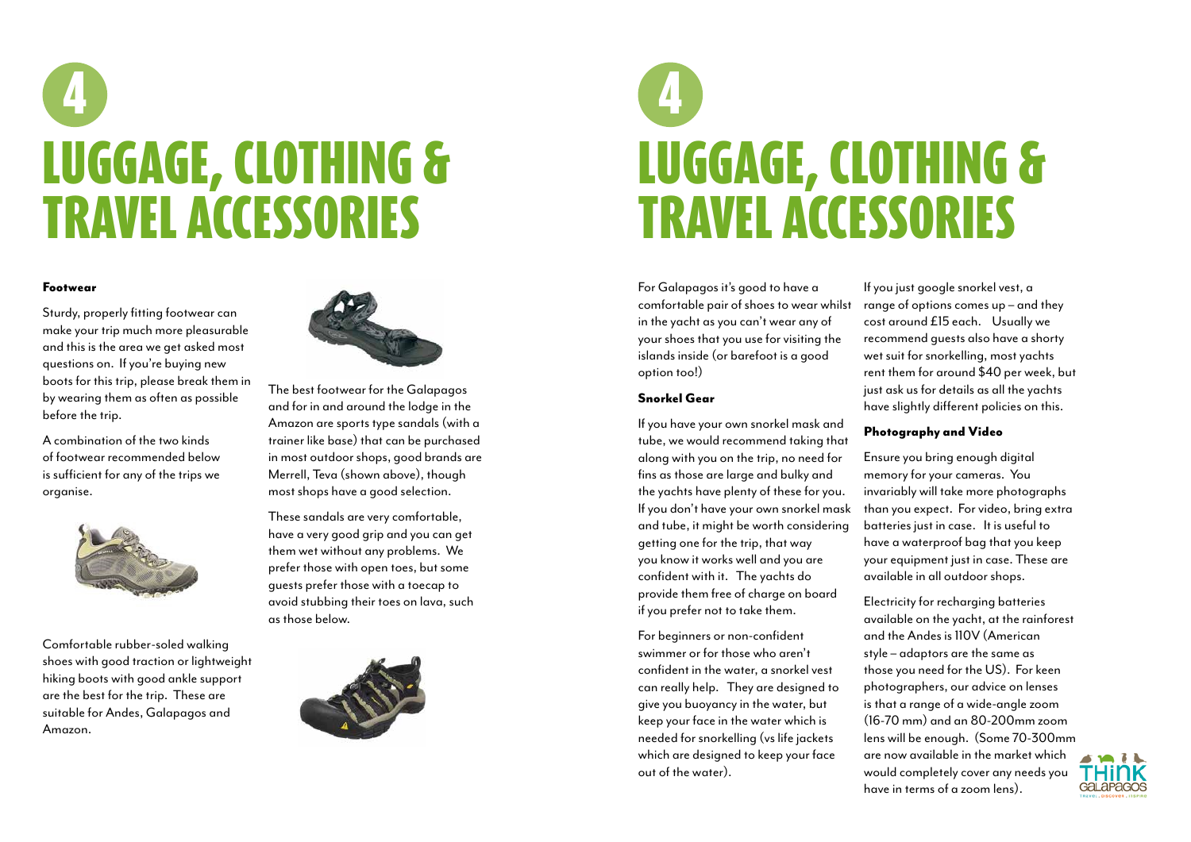# 4 LUGGAGE, CLOTHING & TRAVEL ACCESSORIES

### Footwear

Sturdy, properly fitting footwear can make your trip much more pleasurable and this is the area we get asked most questions on. If you're buying new boots for this trip, please break them in by wearing them as often as possible before the trip.

A combination of the two kinds of footwear recommended below is sufficient for any of the trips we organise.

Comfortable rubber-soled walking shoes with good traction or lightweight hiking boots with good ankle support are the best for the trip. These are suitable for Andes, Galapagos and Amazon.

The best footwear for the Galapagos and for in and around the lodge in the Amazon are sports type sandals (with a trainer like base) that can be purchased in most outdoor shops, good brands are Merrell, Teva (shown above), though most shops have a good selection.

These sandals are very comfortable, have a very good grip and you can get them wet without any problems. We prefer those with open toes, but some guests prefer those with a toecap to avoid stubbing their toes on lava, such as those below.

# 4 LUGGAGE, CLOTHING & TRAVEL ACCESSORIES

For Galapagos it's good to have a comfortable pair of shoes to wear whilst in the yacht as you can't wear any of your shoes that you use for visiting the islands inside (or barefoot is a good option too!)

### Snorkel Gear

If you have your own snorkel mask and tube, we would recommend taking that along with you on the trip, no need for fins as those are large and bulky and the yachts have plenty of these for you. If you don't have your own snorkel mask and tube, it might be worth considering getting one for the trip, that way you know it works well and you are confident with it. The yachts do provide them free of charge on board if you prefer not to take them.

For beginners or non-confident swimmer or for those who aren't confident in the water, a snorkel vest can really help. They are designed to give you buoyancy in the water, but keep your face in the water which is needed for snorkelling (vs life jackets which are designed to keep your face out of the water).

If you just google snorkel vest, a range of options comes up – and they cost around £15 each. Usually we recommend guests also have a shorty wet suit for snorkelling, most yachts rent them for around $40 per week, but just ask us for details as all the yachts have slightly different policies on this.

### Photography and Video

Ensure you bring enough digital memory for your cameras. You invariably will take more photographs than you expect. For video, bring extra batteries just in case. It is useful to have a waterproof bag that you keep your equipment just in case. These are available in all outdoor shops.

Electricity for recharging batteries available on the yacht, at the rainforest and the Andes is 110V (American style – adaptors are the same as those you need for the US). For keen photographers, our advice on lenses is that a range of a wide-angle zoom (16-70 mm) and an 80-200mm zoom lens will be enough. (Some 70-300mm are now available in the market which would completely cover any needs you have in terms of a zoom lens).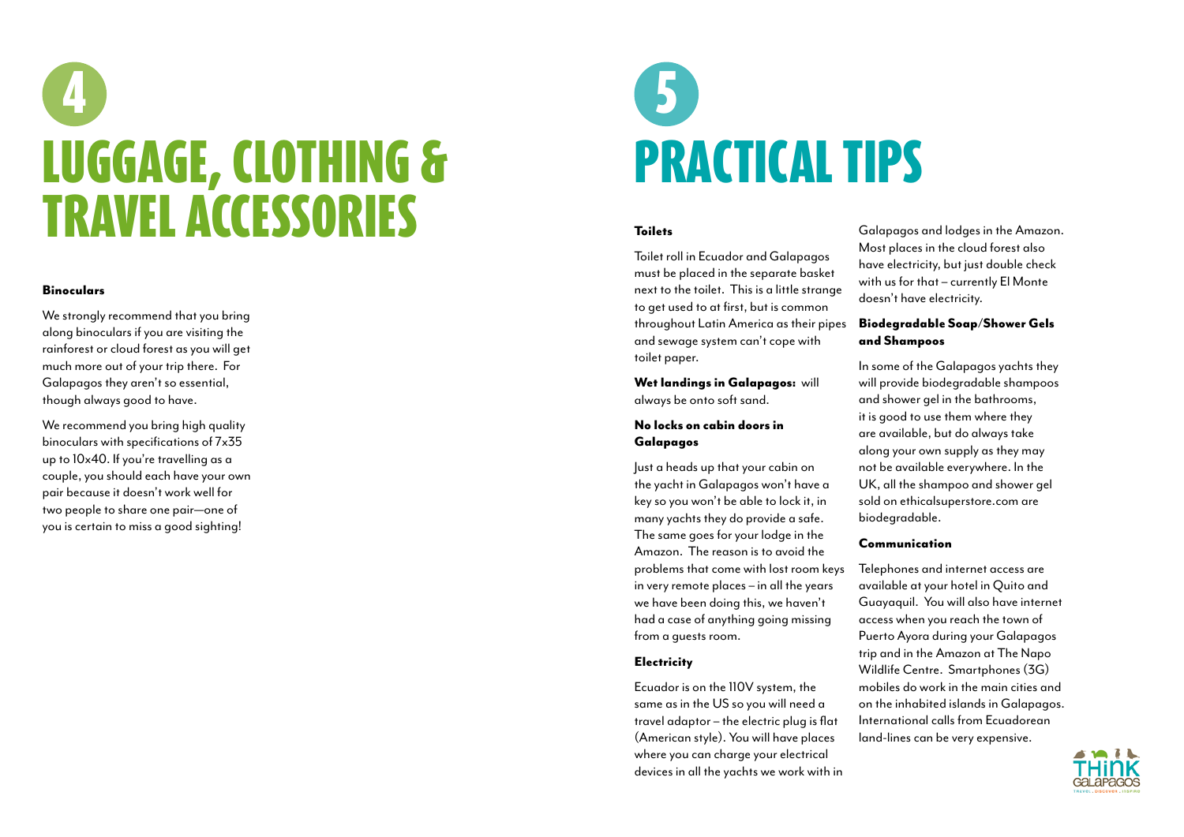# 4 LUGGAGE, CLOTHING & TRAVEL ACCESSORIES

**Binoculars**

We strongly recommend that you bring along binoculars if you are visiting the rainforest or cloud forest as you will get much more out of your trip there. For Galapagos they aren't so essential, though always good to have.

We recommend you bring high quality binoculars with specifications of 7x35 up to 10x40. If you're travelling as a couple, you should each have your own pair because it doesn't work well for two people to share one pair—one of you is certain to miss a good sighting!

# 5 PRACTICAL TIPS

**Toilets**

Toilet roll in Ecuador and Galapagos must be placed in the separate basket next to the toilet. This is a little strange to get used to at first, but is common throughout Latin America as their pipes and sewage system can't cope with toilet paper.

**Wet landings in Galapagos:** will always be onto soft sand.

**No locks on cabin doors in Galapagos**

Just a heads up that your cabin on the yacht in Galapagos won't have a key so you won't be able to lock it, in many yachts they do provide a safe. The same goes for your lodge in the Amazon. The reason is to avoid the problems that come with lost room keys in very remote places – in all the years we have been doing this, we haven't had a case of anything going missing from a guests room.

**Electricity**

Ecuador is on the 110V system, the same as in the US so you will need a travel adaptor – the electric plug is flat (American style). You will have places where you can charge your electrical devices in all the yachts we work with in Galapagos and lodges in the Amazon. Most places in the cloud forest also have electricity, but just double check with us for that – currently El Monte doesn't have electricity.

**Biodegradable Soap/Shower Gels and Shampoos**

In some of the Galapagos yachts they will provide biodegradable shampoos and shower gel in the bathrooms, it is good to use them where they are available, but do always take along your own supply as they may not be available everywhere. In the UK, all the shampoo and shower gel sold on ethicalsuperstore.com are biodegradable.

**Communication**

Telephones and internet access are available at your hotel in Quito and Guayaquil. You will also have internet access when you reach the town of Puerto Ayora during your Galapagos trip and in the Amazon at The Napo Wildlife Centre. Smartphones (3G) mobiles do work in the main cities and on the inhabited islands in Galapagos. International calls from Ecuadorean land-lines can be very expensive.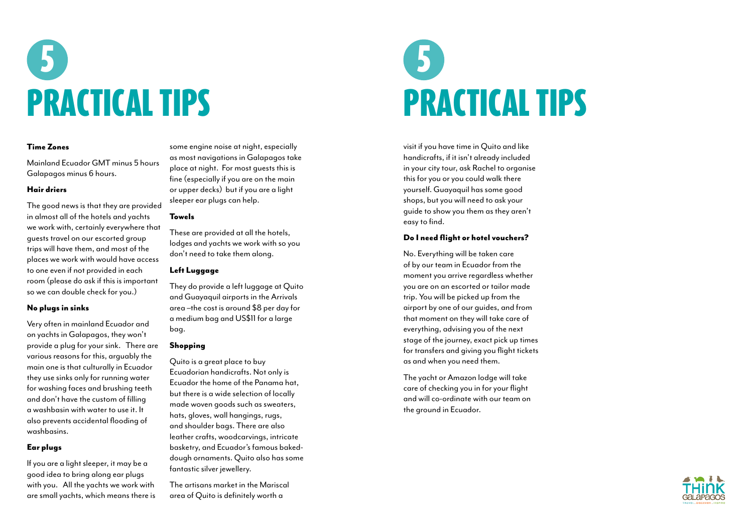# 5 PRACTICAL TIPS

### Time Zones

Mainland Ecuador GMT minus 5 hours Galapagos minus 6 hours.

### Hair driers

The good news is that they are provided in almost all of the hotels and yachts we work with, certainly everywhere that guests travel on our escorted group trips will have them, and most of the places we work with would have access to one even if not provided in each room (please do ask if this is important so we can double check for you.)

### No plugs in sinks

Very often in mainland Ecuador and on yachts in Galapagos, they won't provide a plug for your sink. There are various reasons for this, arguably the main one is that culturally in Ecuador they use sinks only for running water for washing faces and brushing teeth and don't have the custom of filling a washbasin with water to use it. It also prevents accidental flooding of washbasins.

### Ear plugs

If you are a light sleeper, it may be a good idea to bring along ear plugs with you. All the yachts we work with are small yachts, which means there is some engine noise at night, especially as most navigations in Galapagos take place at night. For most guests this is fine (especially if you are on the main or upper decks) but if you are a light sleeper ear plugs can help.

### Towels

These are provided at all the hotels, lodges and yachts we work with so you don't need to take them along.

### Left Luggage

They do provide a left luggage at Quito and Guayaquil airports in the Arrivals area –the cost is around $8 per day for a medium bag and US$11 for a large bag.

### Shopping

Quito is a great place to buy Ecuadorian handicrafts. Not only is Ecuador the home of the Panama hat, but there is a wide selection of locally made woven goods such as sweaters, hats, gloves, wall hangings, rugs, and shoulder bags. There are also leather crafts, woodcarvings, intricate basketry, and Ecuador's famous baked-dough ornaments. Quito also has some fantastic silver jewellery.

The artisans market in the Mariscal area of Quito is definitely worth a visit if you have time in Quito and like handicrafts, if it isn't already included in your city tour, ask Rachel to organise this for you or you could walk there yourself. Guayaquil has some good shops, but you will need to ask your guide to show you them as they aren't easy to find.

### Do I need flight or hotel vouchers?

No. Everything will be taken care of by our team in Ecuador from the moment you arrive regardless whether you are on an escorted or tailor made trip. You will be picked up from the airport by one of our guides, and from that moment on they will take care of everything, advising you of the next stage of the journey, exact pick up times for transfers and giving you flight tickets as and when you need them.

The yacht or Amazon lodge will take care of checking you in for your flight and will co-ordinate with our team on the ground in Ecuador.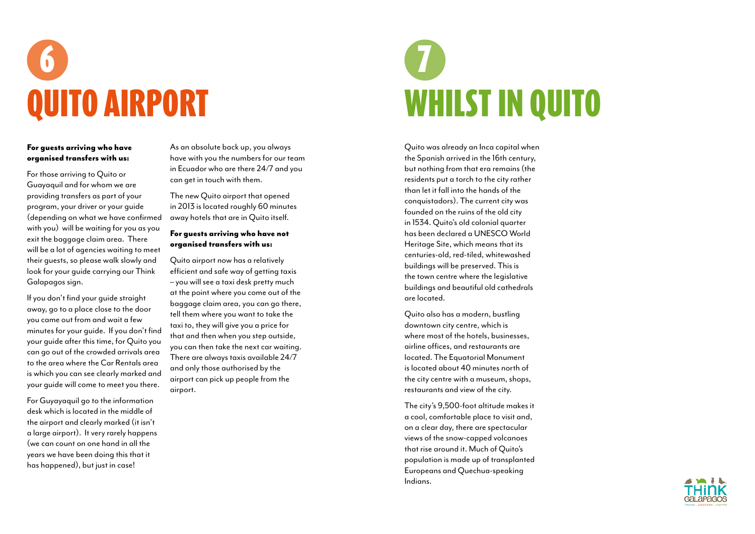# 6 QUITO AIRPORT

**For guests arriving who have organised transfers with us:**

For those arriving to Quito or Guayaquil and for whom we are providing transfers as part of your program, your driver or your guide (depending on what we have confirmed with you) will be waiting for you as you exit the baggage claim area. There will be a lot of agencies waiting to meet their guests, so please walk slowly and look for your guide carrying our Think Galapagos sign.

If you don't find your guide straight away, go to a place close to the door you came out from and wait a few minutes for your guide. If you don't find your guide after this time, for Quito you can go out of the crowded arrivals area to the area where the Car Rentals area is which you can see clearly marked and your guide will come to meet you there.

For Guyayaquil go to the information desk which is located in the middle of the airport and clearly marked (it isn't a large airport). It very rarely happens (we can count on one hand in all the years we have been doing this that it has happened), but just in case!

As an absolute back up, you always have with you the numbers for our team in Ecuador who are there 24/7 and you can get in touch with them.

The new Quito airport that opened in 2013 is located roughly 60 minutes away hotels that are in Quito itself.

**For guests arriving who have not organised transfers with us:**

Quito airport now has a relatively efficient and safe way of getting taxis – you will see a taxi desk pretty much at the point where you come out of the baggage claim area, you can go there, tell them where you want to take the taxi to, they will give you a price for that and then when you step outside, you can then take the next car waiting. There are always taxis available 24/7 and only those authorised by the airport can pick up people from the airport.

# 7 WHILST IN QUITO

Quito was already an Inca capital when the Spanish arrived in the 16th century, but nothing from that era remains (the residents put a torch to the city rather than let it fall into the hands of the conquistadors). The current city was founded on the ruins of the old city in 1534. Quito's old colonial quarter has been declared a UNESCO World Heritage Site, which means that its centuries-old, red-tiled, whitewashed buildings will be preserved. This is the town centre where the legislative buildings and beautiful old cathedrals are located.

Quito also has a modern, bustling downtown city centre, which is where most of the hotels, businesses, airline offices, and restaurants are located. The Equatorial Monument is located about 40 minutes north of the city centre with a museum, shops, restaurants and view of the city.

The city's 9,500-foot altitude makes it a cool, comfortable place to visit and, on a clear day, there are spectacular views of the snow-capped volcanoes that rise around it. Much of Quito's population is made up of transplanted Europeans and Quechua-speaking Indians.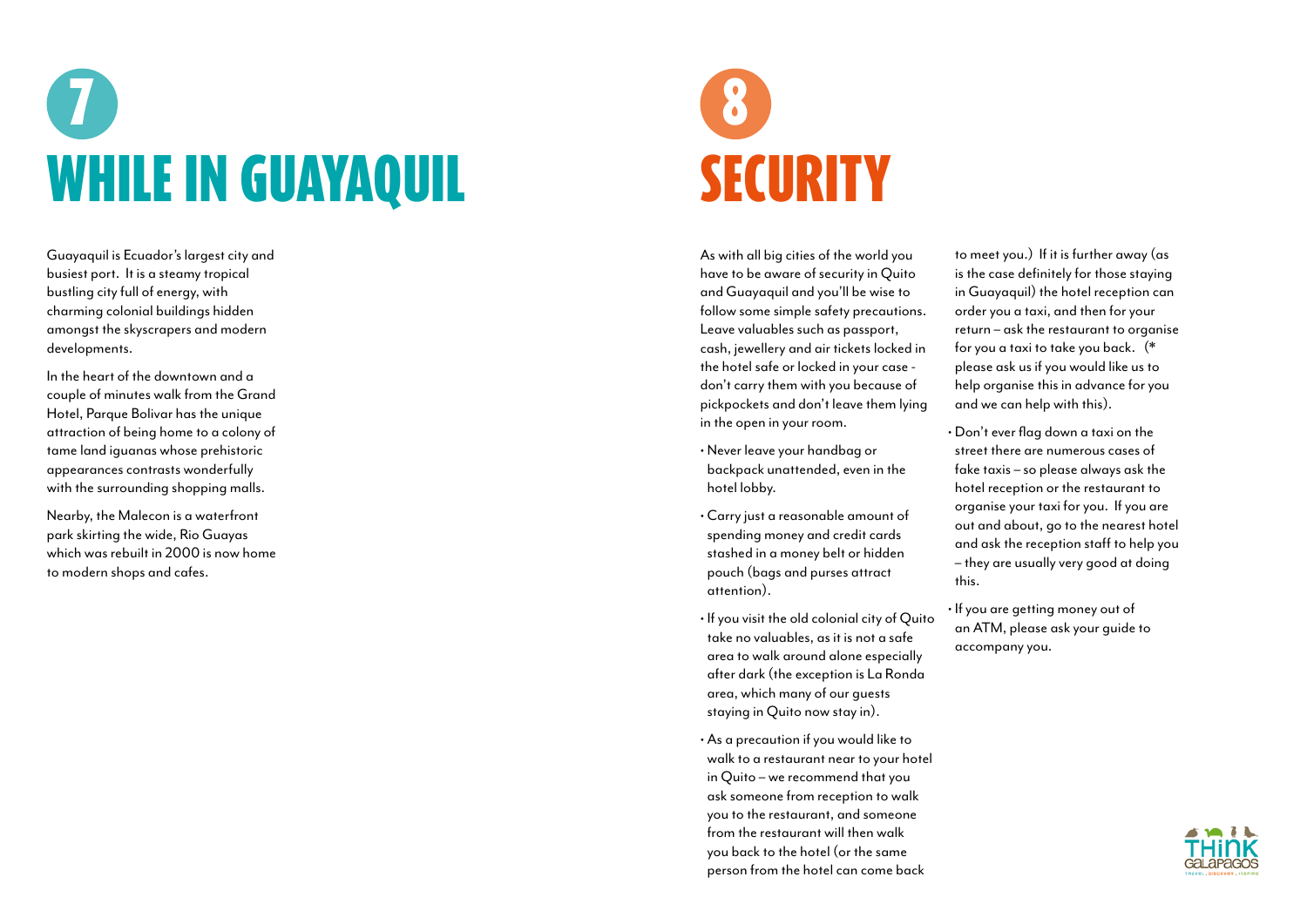# 7 WHILE IN GUAYAQUIL

Guayaquil is Ecuador's largest city and busiest port. It is a steamy tropical bustling city full of energy, with charming colonial buildings hidden amongst the skyscrapers and modern developments.

In the heart of the downtown and a couple of minutes walk from the Grand Hotel, Parque Bolivar has the unique attraction of being home to a colony of tame land iguanas whose prehistoric appearances contrasts wonderfully with the surrounding shopping malls.

Nearby, the Malecon is a waterfront park skirting the wide, Rio Guayas which was rebuilt in 2000 is now home to modern shops and cafes.

# 8 SECURITY

As with all big cities of the world you have to be aware of security in Quito and Guayaquil and you'll be wise to follow some simple safety precautions. Leave valuables such as passport, cash, jewellery and air tickets locked in the hotel safe or locked in your case - don't carry them with you because of pickpockets and don't leave them lying in the open in your room.

- Never leave your handbag or backpack unattended, even in the hotel lobby.
- Carry just a reasonable amount of spending money and credit cards stashed in a money belt or hidden pouch (bags and purses attract attention).
- If you visit the old colonial city of Quito take no valuables, as it is not a safe area to walk around alone especially after dark (the exception is La Ronda area, which many of our guests staying in Quito now stay in).
- As a precaution if you would like to walk to a restaurant near to your hotel in Quito – we recommend that you ask someone from reception to walk you to the restaurant, and someone from the restaurant will then walk you back to the hotel (or the same person from the hotel can come back to meet you.) If it is further away (as is the case definitely for those staying in Guayaquil) the hotel reception can order you a taxi, and then for your return – ask the restaurant to organise for you a taxi to take you back. (* please ask us if you would like us to help organise this in advance for you and we can help with this).
- Don't ever flag down a taxi on the street there are numerous cases of fake taxis – so please always ask the hotel reception or the restaurant to organise your taxi for you. If you are out and about, go to the nearest hotel and ask the reception staff to help you – they are usually very good at doing this.
- If you are getting money out of an ATM, please ask your guide to accompany you.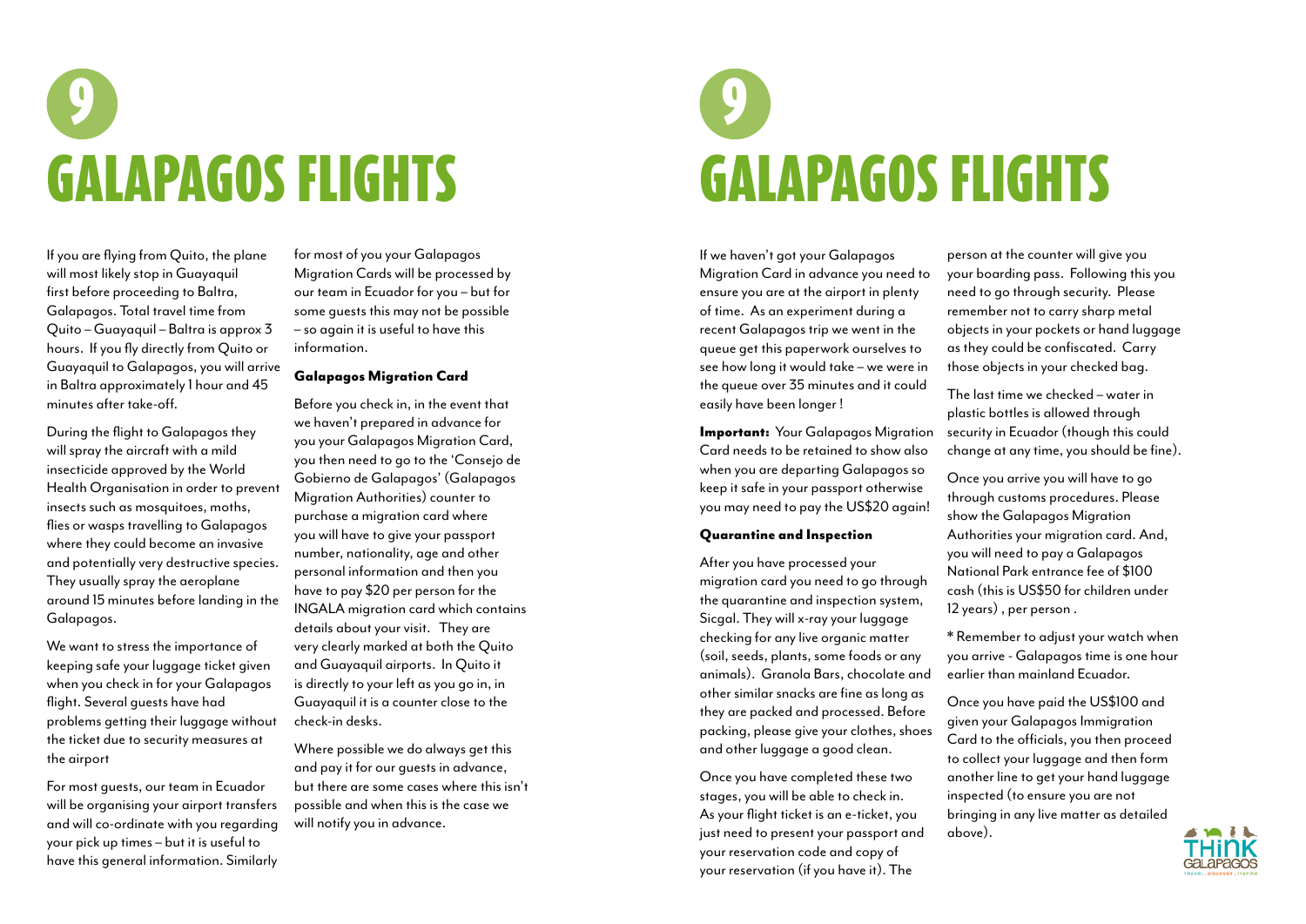# 9 GALAPAGOS FLIGHTS

If you are flying from Quito, the plane will most likely stop in Guayaquil first before proceeding to Baltra, Galapagos. Total travel time from Quito – Guayaquil – Baltra is approx 3 hours. If you fly directly from Quito or Guayaquil to Galapagos, you will arrive in Baltra approximately 1 hour and 45 minutes after take-off.

During the flight to Galapagos they will spray the aircraft with a mild insecticide approved by the World Health Organisation in order to prevent insects such as mosquitoes, moths, flies or wasps travelling to Galapagos where they could become an invasive and potentially very destructive species. They usually spray the aeroplane around 15 minutes before landing in the Galapagos.

We want to stress the importance of keeping safe your luggage ticket given when you check in for your Galapagos flight. Several guests have had problems getting their luggage without the ticket due to security measures at the airport

For most guests, our team in Ecuador will be organising your airport transfers and will co-ordinate with you regarding your pick up times – but it is useful to have this general information. Similarly for most of you your Galapagos Migration Cards will be processed by our team in Ecuador for you – but for some guests this may not be possible – so again it is useful to have this information.

### Galapagos Migration Card

Before you check in, in the event that we haven't prepared in advance for you your Galapagos Migration Card, you then need to go to the 'Consejo de Gobierno de Galapagos' (Galapagos Migration Authorities) counter to purchase a migration card where you will have to give your passport number, nationality, age and other personal information and then you have to pay $20 per person for the INGALA migration card which contains details about your visit. They are very clearly marked at both the Quito and Guayaquil airports. In Quito it is directly to your left as you go in, in Guayaquil it is a counter close to the check-in desks.

Where possible we do always get this and pay it for our guests in advance, but there are some cases where this isn't possible and when this is the case we will notify you in advance.

If we haven't got your Galapagos Migration Card in advance you need to ensure you are at the airport in plenty of time. As an experiment during a recent Galapagos trip we went in the queue get this paperwork ourselves to see how long it would take – we were in the queue over 35 minutes and it could easily have been longer !

**Important:** Your Galapagos Migration Card needs to be retained to show also when you are departing Galapagos so keep it safe in your passport otherwise you may need to pay the US$20 again!

### Quarantine and Inspection

After you have processed your migration card you need to go through the quarantine and inspection system, Sicgal. They will x-ray your luggage checking for any live organic matter (soil, seeds, plants, some foods or any animals). Granola Bars, chocolate and other similar snacks are fine as long as they are packed and processed. Before packing, please give your clothes, shoes and other luggage a good clean.

Once you have completed these two stages, you will be able to check in. As your flight ticket is an e-ticket, you just need to present your passport and your reservation code and copy of your reservation (if you have it). The person at the counter will give you your boarding pass. Following this you need to go through security. Please remember not to carry sharp metal objects in your pockets or hand luggage as they could be confiscated. Carry those objects in your checked bag.

The last time we checked – water in plastic bottles is allowed through security in Ecuador (though this could change at any time, you should be fine).

Once you arrive you will have to go through customs procedures. Please show the Galapagos Migration Authorities your migration card. And, you will need to pay a Galapagos National Park entrance fee of $100 cash (this is US$50 for children under 12 years) , per person .

* Remember to adjust your watch when you arrive - Galapagos time is one hour earlier than mainland Ecuador.

Once you have paid the US$100 and given your Galapagos Immigration Card to the officials, you then proceed to collect your luggage and then form another line to get your hand luggage inspected (to ensure you are not bringing in any live matter as detailed above).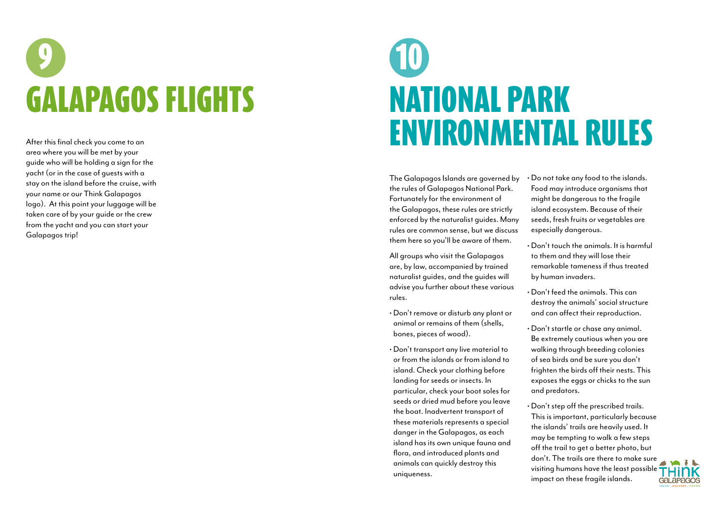# 9 GALAPAGOS FLIGHTS

After this final check you come to an area where you will be met by your guide who will be holding a sign for the yacht (or in the case of guests with a stay on the island before the cruise, with your name or our Think Galapagos logo). At this point your luggage will be taken care of by your guide or the crew from the yacht and you can start your Galapagos trip!

# 10 NATIONAL PARK ENVIRONMENTAL RULES

The Galapagos Islands are governed by the rules of Galapagos National Park. Fortunately for the environment of the Galapagos, these rules are strictly enforced by the naturalist guides. Many rules are common sense, but we discuss them here so you'll be aware of them.

All groups who visit the Galapagos are, by law, accompanied by trained naturalist guides, and the guides will advise you further about these various rules.

- Don't remove or disturb any plant or animal or remains of them (shells, bones, pieces of wood).
- Don't transport any live material to or from the islands or from island to island. Check your clothing before landing for seeds or insects. In particular, check your boot soles for seeds or dried mud before you leave the boat. Inadvertent transport of these materials represents a special danger in the Galapagos, as each island has its own unique fauna and flora, and introduced plants and animals can quickly destroy this uniqueness.
- Do not take any food to the islands. Food may introduce organisms that might be dangerous to the fragile island ecosystem. Because of their seeds, fresh fruits or vegetables are especially dangerous.
- Don't touch the animals. It is harmful to them and they will lose their remarkable tameness if thus treated by human invaders.
- Don't feed the animals. This can destroy the animals' social structure and can affect their reproduction.
- Don't startle or chase any animal. Be extremely cautious when you are walking through breeding colonies of sea birds and be sure you don't frighten the birds off their nests. This exposes the eggs or chicks to the sun and predators.
- Don't step off the prescribed trails. This is important, particularly because the islands' trails are heavily used. It may be tempting to walk a few steps off the trail to get a better photo, but don't. The trails are there to make sure visiting humans have the least possible impact on these fragile islands.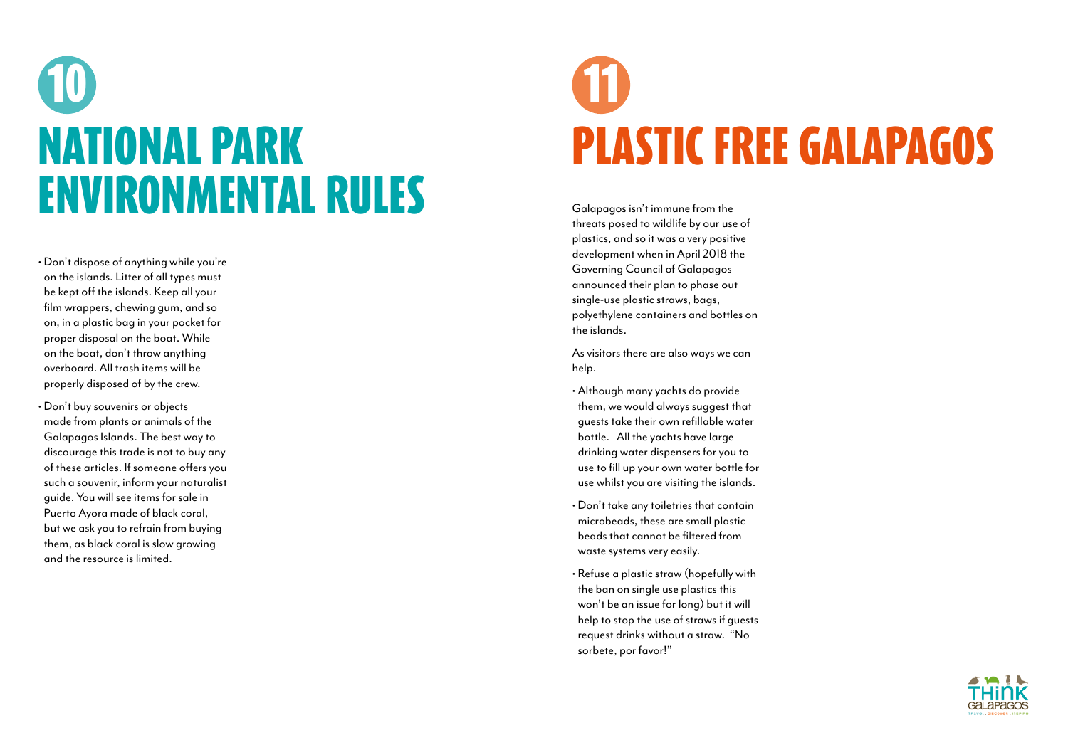# 10 NATIONAL PARK ENVIRONMENTAL RULES

- Don't dispose of anything while you're on the islands. Litter of all types must be kept off the islands. Keep all your film wrappers, chewing gum, and so on, in a plastic bag in your pocket for proper disposal on the boat. While on the boat, don't throw anything overboard. All trash items will be properly disposed of by the crew.
- Don't buy souvenirs or objects made from plants or animals of the Galapagos Islands. The best way to discourage this trade is not to buy any of these articles. If someone offers you such a souvenir, inform your naturalist guide. You will see items for sale in Puerto Ayora made of black coral, but we ask you to refrain from buying them, as black coral is slow growing and the resource is limited.

# 11 PLASTIC FREE GALAPAGOS

Galapagos isn't immune from the threats posed to wildlife by our use of plastics, and so it was a very positive development when in April 2018 the Governing Council of Galapagos announced their plan to phase out single-use plastic straws, bags, polyethylene containers and bottles on the islands.

As visitors there are also ways we can help.

- Although many yachts do provide them, we would always suggest that guests take their own refillable water bottle. All the yachts have large drinking water dispensers for you to use to fill up your own water bottle for use whilst you are visiting the islands.
- Don't take any toiletries that contain microbeads, these are small plastic beads that cannot be filtered from waste systems very easily.
- Refuse a plastic straw (hopefully with the ban on single use plastics this won't be an issue for long) but it will help to stop the use of straws if guests request drinks without a straw. "No sorbete, por favor!"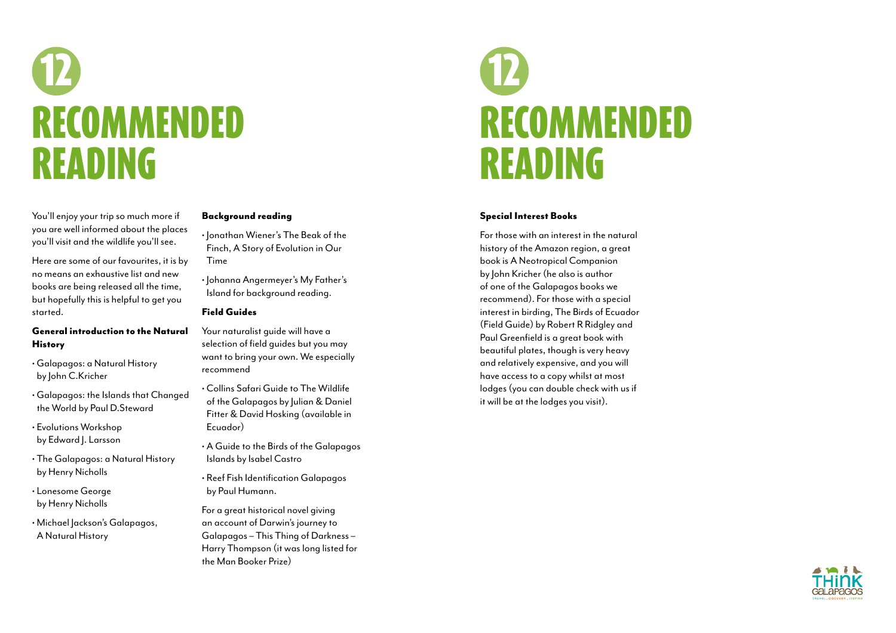# 12 RECOMMENDED READING

You'll enjoy your trip so much more if you are well informed about the places you'll visit and the wildlife you'll see.

Here are some of our favourites, it is by no means an exhaustive list and new books are being released all the time, but hopefully this is helpful to get you started.

### General introduction to the Natural History

- Galapagos: a Natural History by John C.Kricher
- Galapagos: the Islands that Changed the World by Paul D.Steward
- Evolutions Workshop by Edward J. Larsson
- The Galapagos: a Natural History by Henry Nicholls
- Lonesome George by Henry Nicholls
- Michael Jackson's Galapagos, A Natural History

### Background reading

- Jonathan Wiener's The Beak of the Finch, A Story of Evolution in Our Time
- Johanna Angermeyer's My Father's Island for background reading.

### Field Guides

Your naturalist guide will have a selection of field guides but you may want to bring your own. We especially recommend

- Collins Safari Guide to The Wildlife of the Galapagos by Julian & Daniel Fitter & David Hosking (available in Ecuador)
- A Guide to the Birds of the Galapagos Islands by Isabel Castro
- Reef Fish Identification Galapagos by Paul Humann.

For a great historical novel giving an account of Darwin's journey to Galapagos – This Thing of Darkness – Harry Thompson (it was long listed for the Man Booker Prize)

### Special Interest Books

For those with an interest in the natural history of the Amazon region, a great book is A Neotropical Companion by John Kricher (he also is author of one of the Galapagos books we recommend). For those with a special interest in birding, The Birds of Ecuador (Field Guide) by Robert R Ridgley and Paul Greenfield is a great book with beautiful plates, though is very heavy and relatively expensive, and you will have access to a copy whilst at most lodges (you can double check with us if it will be at the lodges you visit).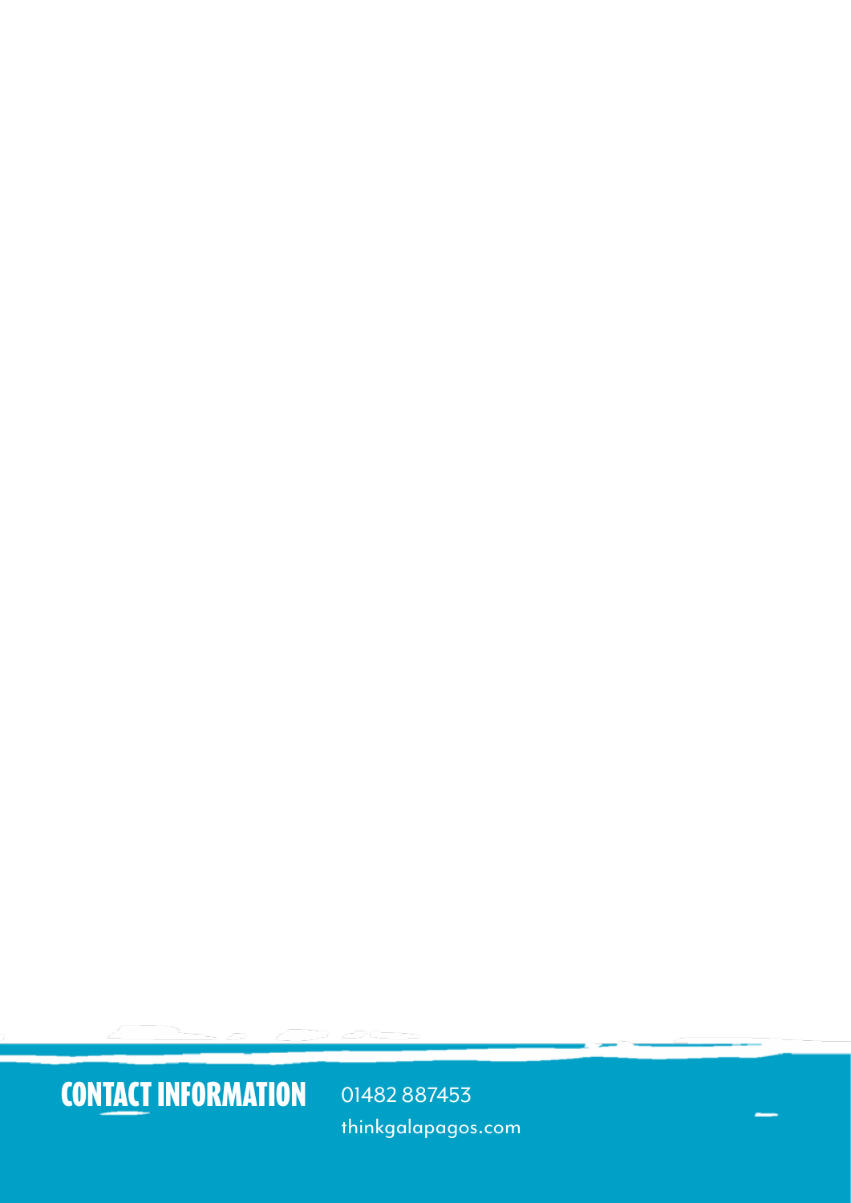## CONTACT INFORMATION

01482 887453

thinkgalapagos.com